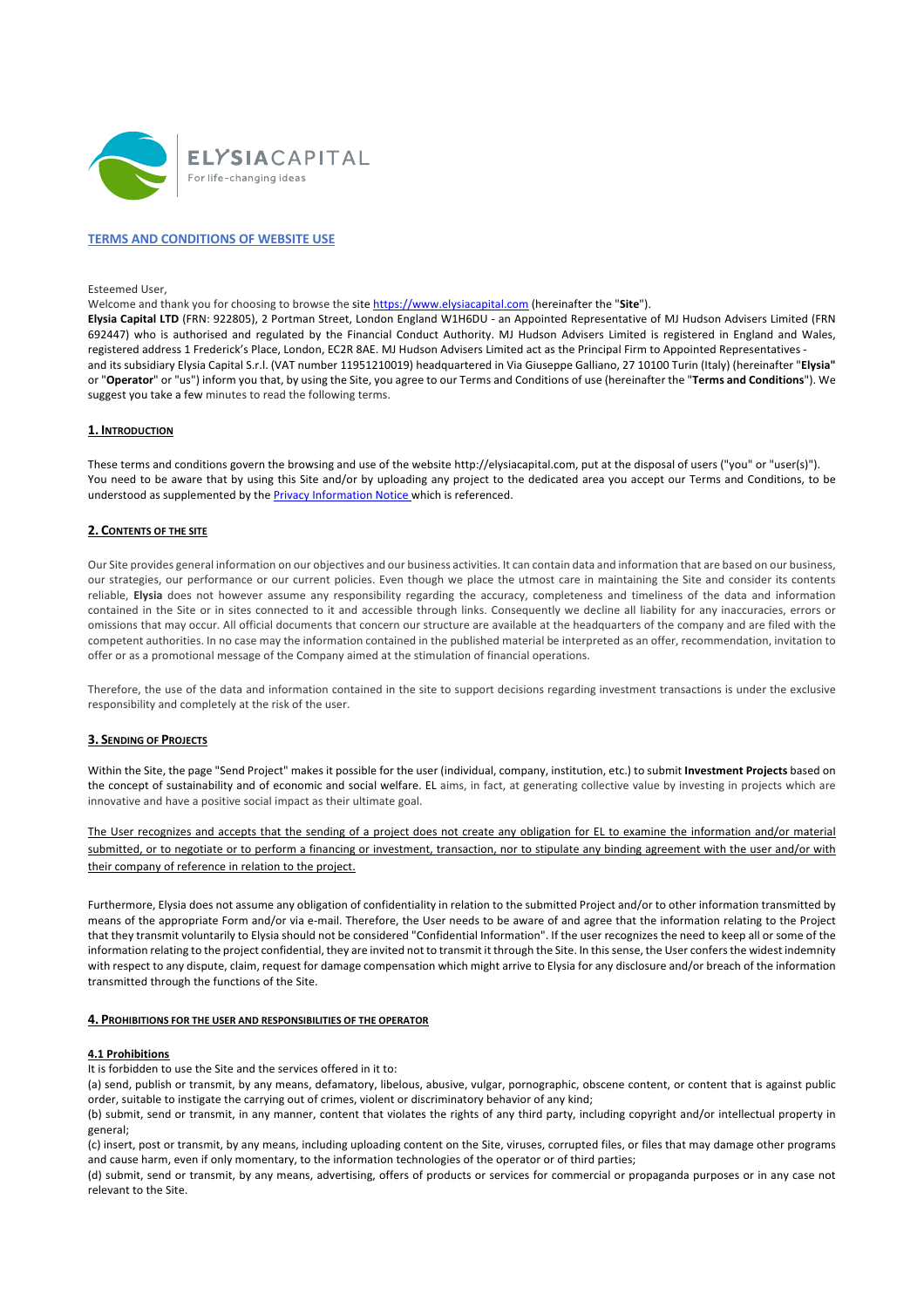ELYSIACAPITAL
For life-changing ideas

# TERMS AND CONDITIONS OF WEBSITE USE

Esteemed User,

Welcome and thank you for choosing to browse the site https://www.elysiacapital.com (hereinafter the "**Site**").

**Elysia Capital LTD** (FRN: 922805), 2 Portman Street, London England W1H6DU - an Appointed Representative of MJ Hudson Advisers Limited (FRN 692447) who is authorised and regulated by the Financial Conduct Authority. MJ Hudson Advisers Limited is registered in England and Wales, registered address 1 Frederick's Place, London, EC2R 8AE. MJ Hudson Advisers Limited act as the Principal Firm to Appointed Representatives - and its subsidiary Elysia Capital S.r.l. (VAT number 11951210019) headquartered in Via Giuseppe Galliano, 27 10100 Turin (Italy) (hereinafter "**Elysia"** or "**Operator**" or "us") inform you that, by using the Site, you agree to our Terms and Conditions of use (hereinafter the "**Terms and Conditions**"). We suggest you take a few minutes to read the following terms.

## 1. Introduction

These terms and conditions govern the browsing and use of the website http://elysiacapital.com, put at the disposal of users ("you" or "user(s)"). You need to be aware that by using this Site and/or by uploading any project to the dedicated area you accept our Terms and Conditions, to be understood as supplemented by the Privacy Information Notice which is referenced.

## 2. Contents of the site

Our Site provides general information on our objectives and our business activities. It can contain data and information that are based on our business, our strategies, our performance or our current policies. Even though we place the utmost care in maintaining the Site and consider its contents reliable, **Elysia** does not however assume any responsibility regarding the accuracy, completeness and timeliness of the data and information contained in the Site or in sites connected to it and accessible through links. Consequently we decline all liability for any inaccuracies, errors or omissions that may occur. All official documents that concern our structure are available at the headquarters of the company and are filed with the competent authorities. In no case may the information contained in the published material be interpreted as an offer, recommendation, invitation to offer or as a promotional message of the Company aimed at the stimulation of financial operations.

Therefore, the use of the data and information contained in the site to support decisions regarding investment transactions is under the exclusive responsibility and completely at the risk of the user.

## 3. Sending of Projects

Within the Site, the page "Send Project" makes it possible for the user (individual, company, institution, etc.) to submit **Investment Projects** based on the concept of sustainability and of economic and social welfare. EL aims, in fact, at generating collective value by investing in projects which are innovative and have a positive social impact as their ultimate goal.

<u>The User recognizes and accepts that the sending of a project does not create any obligation for EL to examine the information and/or material submitted, or to negotiate or to perform a financing or investment, transaction, nor to stipulate any binding agreement with the user and/or with their company of reference in relation to the project.</u>

Furthermore, Elysia does not assume any obligation of confidentiality in relation to the submitted Project and/or to other information transmitted by means of the appropriate Form and/or via e-mail. Therefore, the User needs to be aware of and agree that the information relating to the Project that they transmit voluntarily to Elysia should not be considered "Confidential Information". If the user recognizes the need to keep all or some of the information relating to the project confidential, they are invited not to transmit it through the Site. In this sense, the User confers the widest indemnity with respect to any dispute, claim, request for damage compensation which might arrive to Elysia for any disclosure and/or breach of the information transmitted through the functions of the Site.

## 4. Prohibitions for the user and responsibilities of the operator

### 4.1 Prohibitions

It is forbidden to use the Site and the services offered in it to:

(a) send, publish or transmit, by any means, defamatory, libelous, abusive, vulgar, pornographic, obscene content, or content that is against public order, suitable to instigate the carrying out of crimes, violent or discriminatory behavior of any kind;

(b) submit, send or transmit, in any manner, content that violates the rights of any third party, including copyright and/or intellectual property in general;

(c) insert, post or transmit, by any means, including uploading content on the Site, viruses, corrupted files, or files that may damage other programs and cause harm, even if only momentary, to the information technologies of the operator or of third parties;

(d) submit, send or transmit, by any means, advertising, offers of products or services for commercial or propaganda purposes or in any case not relevant to the Site.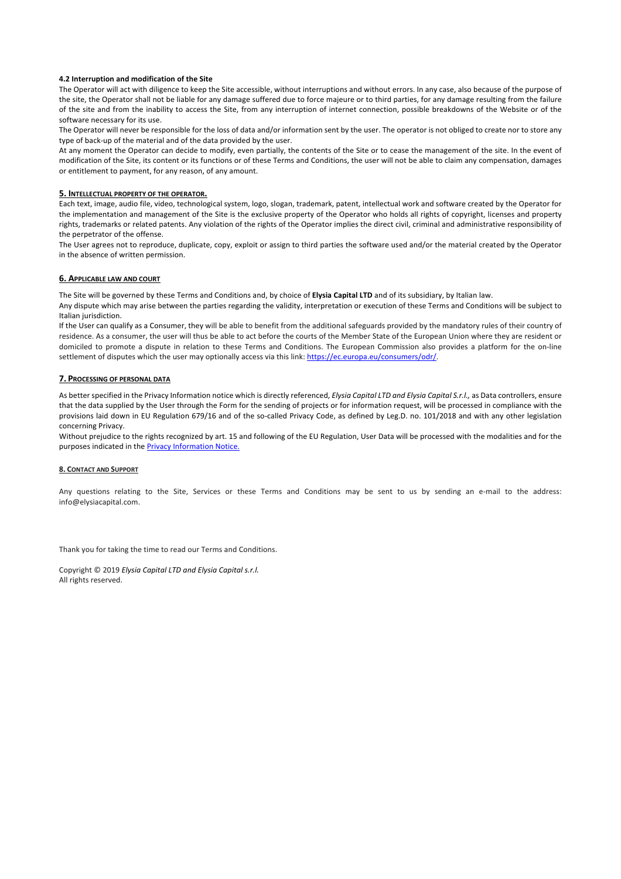#### 4.2 Interruption and modification of the Site

The Operator will act with diligence to keep the Site accessible, without interruptions and without errors. In any case, also because of the purpose of the site, the Operator shall not be liable for any damage suffered due to force majeure or to third parties, for any damage resulting from the failure of the site and from the inability to access the Site, from any interruption of internet connection, possible breakdowns of the Website or of the software necessary for its use.

The Operator will never be responsible for the loss of data and/or information sent by the user. The operator is not obliged to create nor to store any type of back-up of the material and of the data provided by the user.

At any moment the Operator can decide to modify, even partially, the contents of the Site or to cease the management of the site. In the event of modification of the Site, its content or its functions or of these Terms and Conditions, the user will not be able to claim any compensation, damages or entitlement to payment, for any reason, of any amount.

## 5. Intellectual property of the operator.

Each text, image, audio file, video, technological system, logo, slogan, trademark, patent, intellectual work and software created by the Operator for the implementation and management of the Site is the exclusive property of the Operator who holds all rights of copyright, licenses and property rights, trademarks or related patents. Any violation of the rights of the Operator implies the direct civil, criminal and administrative responsibility of the perpetrator of the offense.

The User agrees not to reproduce, duplicate, copy, exploit or assign to third parties the software used and/or the material created by the Operator in the absence of written permission.

## 6. Applicable law and court

The Site will be governed by these Terms and Conditions and, by choice of **Elysia Capital LTD** and of its subsidiary, by Italian law.

Any dispute which may arise between the parties regarding the validity, interpretation or execution of these Terms and Conditions will be subject to Italian jurisdiction.

If the User can qualify as a Consumer, they will be able to benefit from the additional safeguards provided by the mandatory rules of their country of residence. As a consumer, the user will thus be able to act before the courts of the Member State of the European Union where they are resident or domiciled to promote a dispute in relation to these Terms and Conditions. The European Commission also provides a platform for the on-line settlement of disputes which the user may optionally access via this link: https://ec.europa.eu/consumers/odr/.

## 7. Processing of personal data

As better specified in the Privacy Information notice which is directly referenced, *Elysia Capital LTD and Elysia Capital S.r.l.,* as Data controllers, ensure that the data supplied by the User through the Form for the sending of projects or for information request, will be processed in compliance with the provisions laid down in EU Regulation 679/16 and of the so-called Privacy Code, as defined by Leg.D. no. 101/2018 and with any other legislation concerning Privacy.

Without prejudice to the rights recognized by art. 15 and following of the EU Regulation, User Data will be processed with the modalities and for the purposes indicated in the Privacy Information Notice.

#### 8. Contact and Support

Any questions relating to the Site, Services or these Terms and Conditions may be sent to us by sending an e-mail to the address: info@elysiacapital.com.

Thank you for taking the time to read our Terms and Conditions.

Copyright © 2019 *Elysia Capital LTD and Elysia Capital s.r.l.*
All rights reserved.